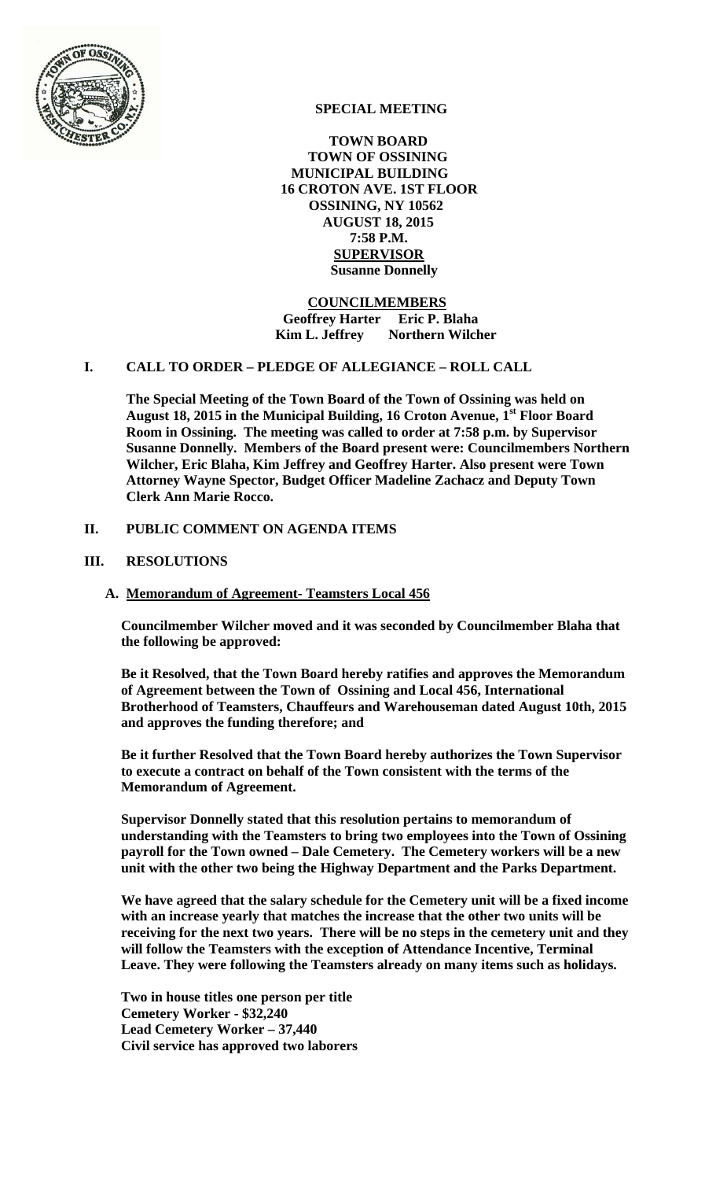# SPECIAL MEETING

**TOWN BOARD**
**TOWN OF OSSINING**
**MUNICIPAL BUILDING**
**16 CROTON AVE. 1ST FLOOR**
**OSSINING, NY 10562**
**AUGUST 18, 2015**
**7:58 P.M.**
**SUPERVISOR**
**Susanne Donnelly**

**COUNCILMEMBERS**
**Geoffrey Harter Eric P. Blaha**
**Kim L. Jeffrey Northern Wilcher**

## I. CALL TO ORDER – PLEDGE OF ALLEGIANCE – ROLL CALL

**The Special Meeting of the Town Board of the Town of Ossining was held on August 18, 2015 in the Municipal Building, 16 Croton Avenue, 1st Floor Board Room in Ossining. The meeting was called to order at 7:58 p.m. by Supervisor Susanne Donnelly. Members of the Board present were: Councilmembers Northern Wilcher, Eric Blaha, Kim Jeffrey and Geoffrey Harter. Also present were Town Attorney Wayne Spector, Budget Officer Madeline Zachacz and Deputy Town Clerk Ann Marie Rocco.**

## II. PUBLIC COMMENT ON AGENDA ITEMS

## III. RESOLUTIONS

### A. Memorandum of Agreement- Teamsters Local 456

**Councilmember Wilcher moved and it was seconded by Councilmember Blaha that the following be approved:**

**Be it Resolved, that the Town Board hereby ratifies and approves the Memorandum of Agreement between the Town of Ossining and Local 456, International Brotherhood of Teamsters, Chauffeurs and Warehouseman dated August 10th, 2015 and approves the funding therefore; and**

**Be it further Resolved that the Town Board hereby authorizes the Town Supervisor to execute a contract on behalf of the Town consistent with the terms of the Memorandum of Agreement.**

**Supervisor Donnelly stated that this resolution pertains to memorandum of understanding with the Teamsters to bring two employees into the Town of Ossining payroll for the Town owned – Dale Cemetery. The Cemetery workers will be a new unit with the other two being the Highway Department and the Parks Department.**

**We have agreed that the salary schedule for the Cemetery unit will be a fixed income with an increase yearly that matches the increase that the other two units will be receiving for the next two years. There will be no steps in the cemetery unit and they will follow the Teamsters with the exception of Attendance Incentive, Terminal Leave. They were following the Teamsters already on many items such as holidays.**

**Two in house titles one person per title**
**Cemetery Worker - $32,240**
**Lead Cemetery Worker – 37,440**
**Civil service has approved two laborers**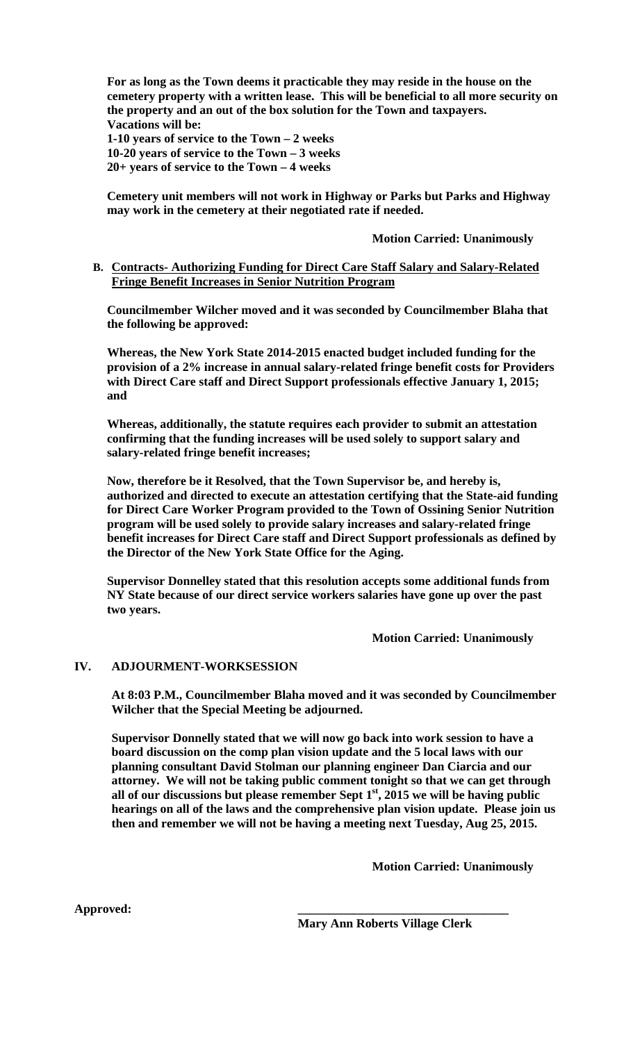**For as long as the Town deems it practicable they may reside in the house on the cemetery property with a written lease. This will be beneficial to all more security on the property and an out of the box solution for the Town and taxpayers.**
**Vacations will be:**
**1-10 years of service to the Town – 2 weeks**
**10-20 years of service to the Town – 3 weeks**
**20+ years of service to the Town – 4 weeks**

**Cemetery unit members will not work in Highway or Parks but Parks and Highway may work in the cemetery at their negotiated rate if needed.**

**Motion Carried: Unanimously**

**B. Contracts- Authorizing Funding for Direct Care Staff Salary and Salary-Related Fringe Benefit Increases in Senior Nutrition Program**

**Councilmember Wilcher moved and it was seconded by Councilmember Blaha that the following be approved:**

**Whereas, the New York State 2014-2015 enacted budget included funding for the provision of a 2% increase in annual salary-related fringe benefit costs for Providers with Direct Care staff and Direct Support professionals effective January 1, 2015; and**

**Whereas, additionally, the statute requires each provider to submit an attestation confirming that the funding increases will be used solely to support salary and salary-related fringe benefit increases;**

**Now, therefore be it Resolved, that the Town Supervisor be, and hereby is, authorized and directed to execute an attestation certifying that the State-aid funding for Direct Care Worker Program provided to the Town of Ossining Senior Nutrition program will be used solely to provide salary increases and salary-related fringe benefit increases for Direct Care staff and Direct Support professionals as defined by the Director of the New York State Office for the Aging.**

**Supervisor Donnelley stated that this resolution accepts some additional funds from NY State because of our direct service workers salaries have gone up over the past two years.**

**Motion Carried: Unanimously**

## IV. ADJOURMENT-WORKSESSION

**At 8:03 P.M., Councilmember Blaha moved and it was seconded by Councilmember Wilcher that the Special Meeting be adjourned.**

**Supervisor Donnelly stated that we will now go back into work session to have a board discussion on the comp plan vision update and the 5 local laws with our planning consultant David Stolman our planning engineer Dan Ciarcia and our attorney. We will not be taking public comment tonight so that we can get through all of our discussions but please remember Sept 1st, 2015 we will be having public hearings on all of the laws and the comprehensive plan vision update. Please join us then and remember we will not be having a meeting next Tuesday, Aug 25, 2015.**

**Motion Carried: Unanimously**

**Approved:** \_\_\_\_\_\_\_\_\_\_\_\_\_\_\_\_\_\_\_\_\_\_\_\_\_\_\_\_\_\_\_\_\_\_\_\_
**Mary Ann Roberts Village Clerk**